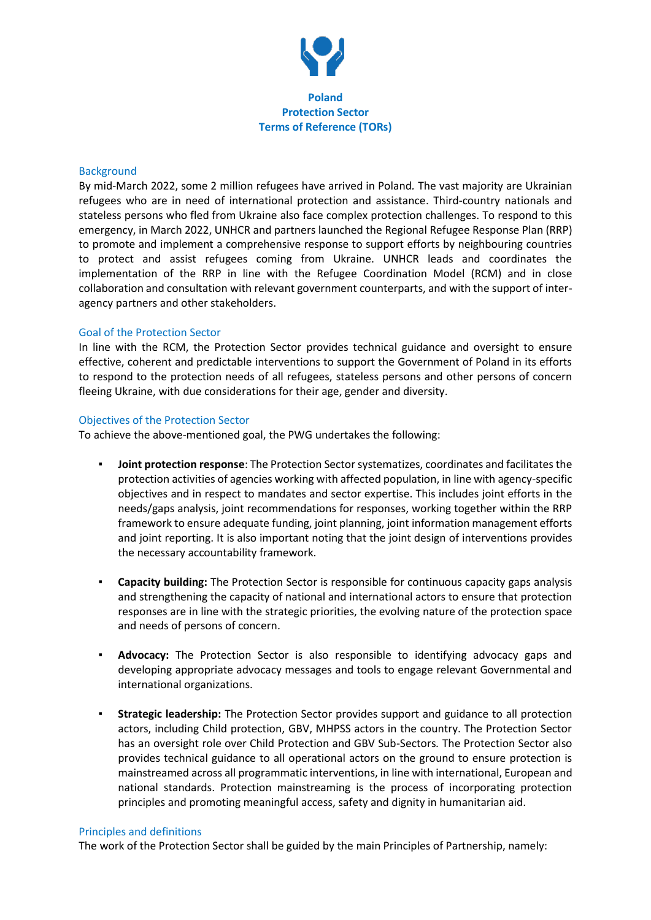# Poland
# Protection Sector
# Terms of Reference (TORs)

## Background

By mid-March 2022, some 2 million refugees have arrived in Poland. The vast majority are Ukrainian refugees who are in need of international protection and assistance. Third-country nationals and stateless persons who fled from Ukraine also face complex protection challenges. To respond to this emergency, in March 2022, UNHCR and partners launched the Regional Refugee Response Plan (RRP) to promote and implement a comprehensive response to support efforts by neighbouring countries to protect and assist refugees coming from Ukraine. UNHCR leads and coordinates the implementation of the RRP in line with the Refugee Coordination Model (RCM) and in close collaboration and consultation with relevant government counterparts, and with the support of inter-agency partners and other stakeholders.

## Goal of the Protection Sector

In line with the RCM, the Protection Sector provides technical guidance and oversight to ensure effective, coherent and predictable interventions to support the Government of Poland in its efforts to respond to the protection needs of all refugees, stateless persons and other persons of concern fleeing Ukraine, with due considerations for their age, gender and diversity.

## Objectives of the Protection Sector

To achieve the above-mentioned goal, the PWG undertakes the following:

- **Joint protection response**: The Protection Sector systematizes, coordinates and facilitates the protection activities of agencies working with affected population, in line with agency-specific objectives and in respect to mandates and sector expertise. This includes joint efforts in the needs/gaps analysis, joint recommendations for responses, working together within the RRP framework to ensure adequate funding, joint planning, joint information management efforts and joint reporting. It is also important noting that the joint design of interventions provides the necessary accountability framework.

- **Capacity building:** The Protection Sector is responsible for continuous capacity gaps analysis and strengthening the capacity of national and international actors to ensure that protection responses are in line with the strategic priorities, the evolving nature of the protection space and needs of persons of concern.

- **Advocacy:** The Protection Sector is also responsible to identifying advocacy gaps and developing appropriate advocacy messages and tools to engage relevant Governmental and international organizations.

- **Strategic leadership:** The Protection Sector provides support and guidance to all protection actors, including Child protection, GBV, MHPSS actors in the country. The Protection Sector has an oversight role over Child Protection and GBV Sub-Sectors. The Protection Sector also provides technical guidance to all operational actors on the ground to ensure protection is mainstreamed across all programmatic interventions, in line with international, European and national standards. Protection mainstreaming is the process of incorporating protection principles and promoting meaningful access, safety and dignity in humanitarian aid.

## Principles and definitions

The work of the Protection Sector shall be guided by the main Principles of Partnership, namely: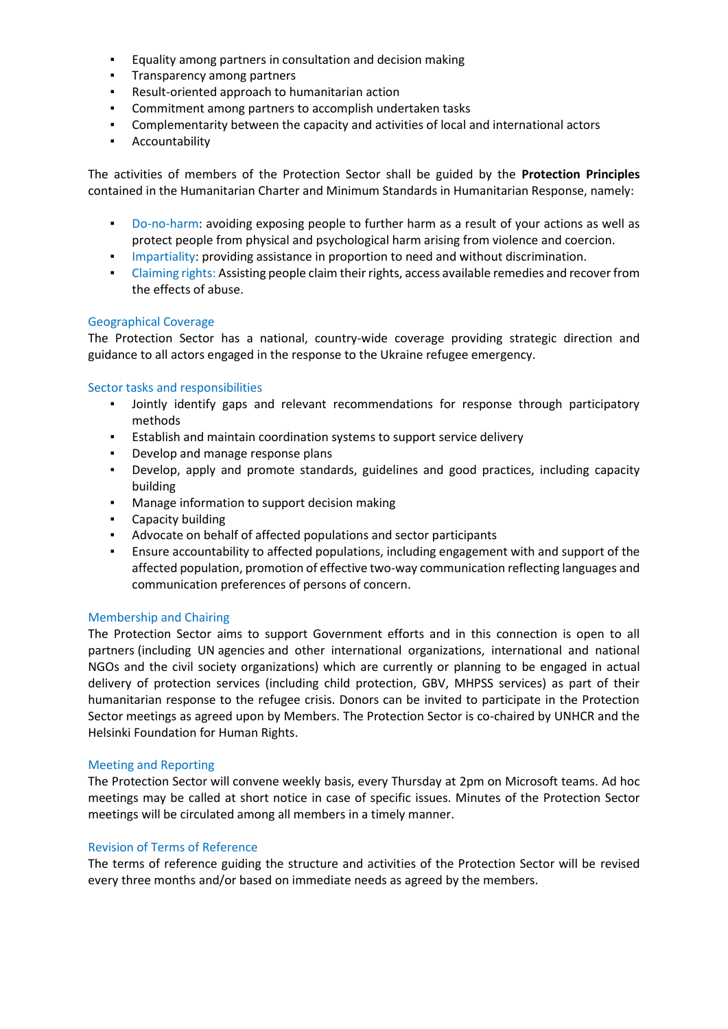- Equality among partners in consultation and decision making
- Transparency among partners
- Result-oriented approach to humanitarian action
- Commitment among partners to accomplish undertaken tasks
- Complementarity between the capacity and activities of local and international actors
- Accountability

The activities of members of the Protection Sector shall be guided by the **Protection Principles** contained in the Humanitarian Charter and Minimum Standards in Humanitarian Response, namely:

- Do-no-harm: avoiding exposing people to further harm as a result of your actions as well as protect people from physical and psychological harm arising from violence and coercion.
- Impartiality: providing assistance in proportion to need and without discrimination.
- Claiming rights: Assisting people claim their rights, access available remedies and recover from the effects of abuse.

### Geographical Coverage

The Protection Sector has a national, country-wide coverage providing strategic direction and guidance to all actors engaged in the response to the Ukraine refugee emergency.

### Sector tasks and responsibilities

- Jointly identify gaps and relevant recommendations for response through participatory methods
- Establish and maintain coordination systems to support service delivery
- Develop and manage response plans
- Develop, apply and promote standards, guidelines and good practices, including capacity building
- Manage information to support decision making
- Capacity building
- Advocate on behalf of affected populations and sector participants
- Ensure accountability to affected populations, including engagement with and support of the affected population, promotion of effective two-way communication reflecting languages and communication preferences of persons of concern.

### Membership and Chairing

The Protection Sector aims to support Government efforts and in this connection is open to all partners (including UN agencies and other international organizations, international and national NGOs and the civil society organizations) which are currently or planning to be engaged in actual delivery of protection services (including child protection, GBV, MHPSS services) as part of their humanitarian response to the refugee crisis. Donors can be invited to participate in the Protection Sector meetings as agreed upon by Members. The Protection Sector is co-chaired by UNHCR and the Helsinki Foundation for Human Rights.

### Meeting and Reporting

The Protection Sector will convene weekly basis, every Thursday at 2pm on Microsoft teams. Ad hoc meetings may be called at short notice in case of specific issues. Minutes of the Protection Sector meetings will be circulated among all members in a timely manner.

### Revision of Terms of Reference

The terms of reference guiding the structure and activities of the Protection Sector will be revised every three months and/or based on immediate needs as agreed by the members.